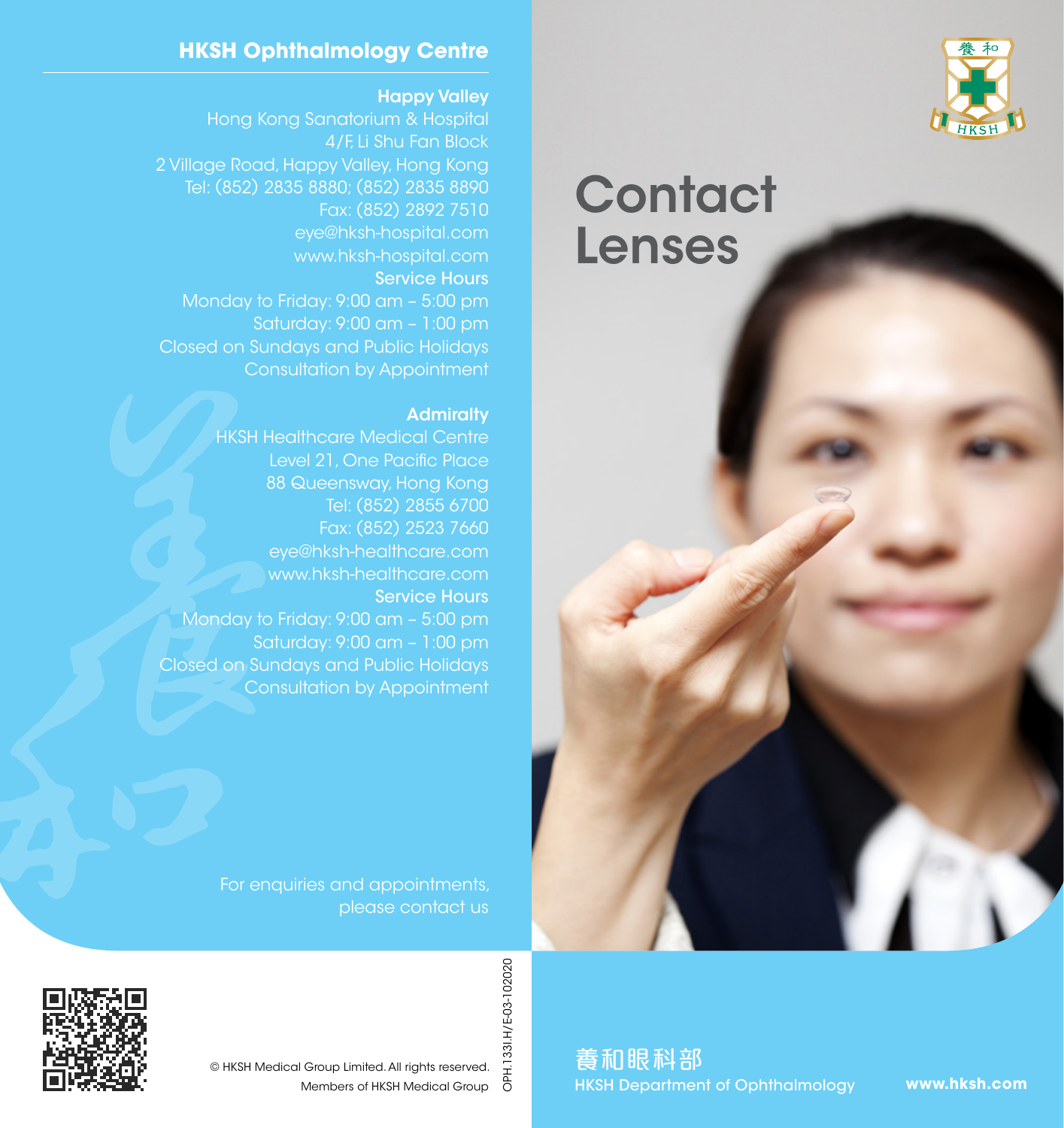# Contact Lenses

## HKSH Ophthalmology Centre

**Happy Valley**

Hong Kong Sanatorium & Hospital
4/F, Li Shu Fan Block
2 Village Road, Happy Valley, Hong Kong
Tel: (852) 2835 8880; (852) 2835 8890
Fax: (852) 2892 7510
eye@hksh-hospital.com
www.hksh-hospital.com

**Service Hours**

Monday to Friday: 9:00 am – 5:00 pm
Saturday: 9:00 am – 1:00 pm
Closed on Sundays and Public Holidays
Consultation by Appointment

**Admiralty**

HKSH Healthcare Medical Centre
Level 21, One Pacific Place
88 Queensway, Hong Kong
Tel: (852) 2855 6700
Fax: (852) 2523 7660
eye@hksh-healthcare.com
www.hksh-healthcare.com

**Service Hours**

Monday to Friday: 9:00 am – 5:00 pm
Saturday: 9:00 am – 1:00 pm
Closed on Sundays and Public Holidays
Consultation by Appointment

For enquiries and appointments, please contact us

© HKSH Medical Group Limited. All rights reserved.
Members of HKSH Medical Group

OPH.133I.H/E-03-102020

養和眼科部
HKSH Department of Ophthalmology

www.hksh.com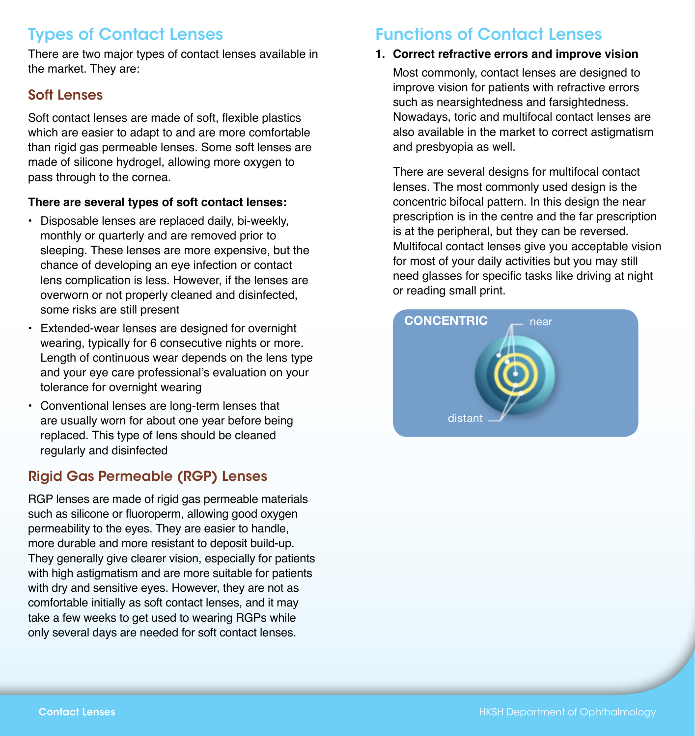## Types of Contact Lenses

There are two major types of contact lenses available in the market. They are:

### Soft Lenses

Soft contact lenses are made of soft, flexible plastics which are easier to adapt to and are more comfortable than rigid gas permeable lenses. Some soft lenses are made of silicone hydrogel, allowing more oxygen to pass through to the cornea.

**There are several types of soft contact lenses:**

- Disposable lenses are replaced daily, bi-weekly, monthly or quarterly and are removed prior to sleeping. These lenses are more expensive, but the chance of developing an eye infection or contact lens complication is less. However, if the lenses are overworn or not properly cleaned and disinfected, some risks are still present
- Extended-wear lenses are designed for overnight wearing, typically for 6 consecutive nights or more. Length of continuous wear depends on the lens type and your eye care professional's evaluation on your tolerance for overnight wearing
- Conventional lenses are long-term lenses that are usually worn for about one year before being replaced. This type of lens should be cleaned regularly and disinfected

### Rigid Gas Permeable (RGP) Lenses

RGP lenses are made of rigid gas permeable materials such as silicone or fluoroperm, allowing good oxygen permeability to the eyes. They are easier to handle, more durable and more resistant to deposit build-up. They generally give clearer vision, especially for patients with high astigmatism and are more suitable for patients with dry and sensitive eyes. However, they are not as comfortable initially as soft contact lenses, and it may take a few weeks to get used to wearing RGPs while only several days are needed for soft contact lenses.

## Functions of Contact Lenses

1. **Correct refractive errors and improve vision**

   Most commonly, contact lenses are designed to improve vision for patients with refractive errors such as nearsightedness and farsightedness. Nowadays, toric and multifocal contact lenses are also available in the market to correct astigmatism and presbyopia as well.

   There are several designs for multifocal contact lenses. The most commonly used design is the concentric bifocal pattern. In this design the near prescription is in the centre and the far prescription is at the peripheral, but they can be reversed. Multifocal contact lenses give you acceptable vision for most of your daily activities but you may still need glasses for specific tasks like driving at night or reading small print.

CONCENTRIC — near — distant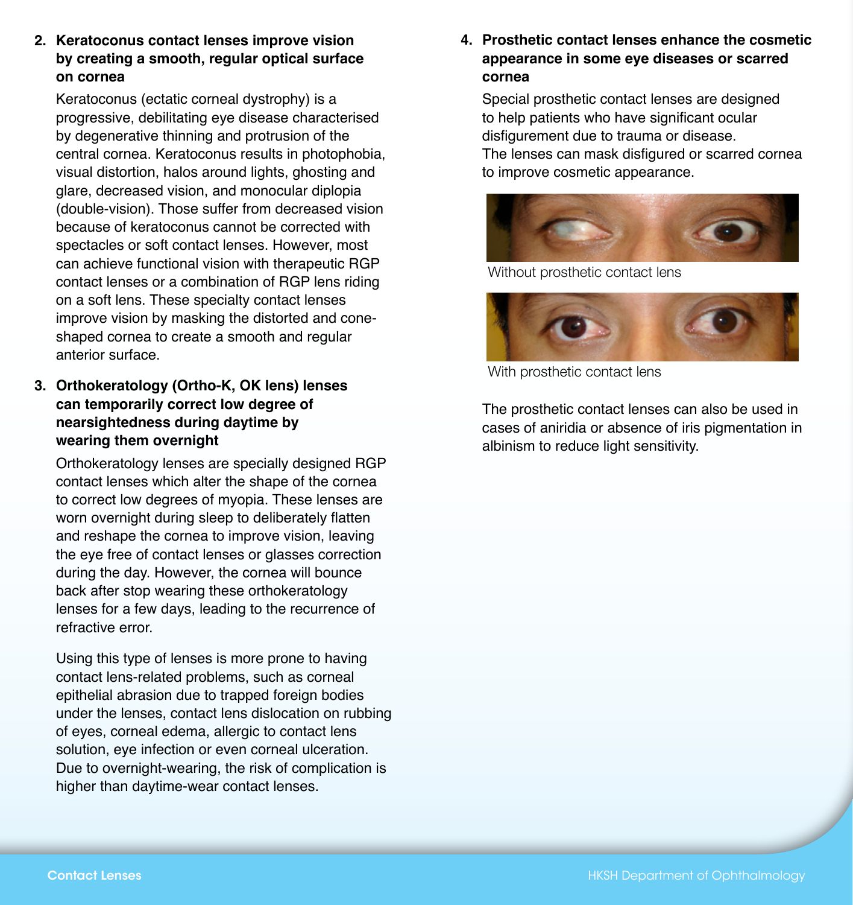2. **Keratoconus contact lenses improve vision by creating a smooth, regular optical surface on cornea**

   Keratoconus (ectatic corneal dystrophy) is a progressive, debilitating eye disease characterised by degenerative thinning and protrusion of the central cornea. Keratoconus results in photophobia, visual distortion, halos around lights, ghosting and glare, decreased vision, and monocular diplopia (double-vision). Those suffer from decreased vision because of keratoconus cannot be corrected with spectacles or soft contact lenses. However, most can achieve functional vision with therapeutic RGP contact lenses or a combination of RGP lens riding on a soft lens. These specialty contact lenses improve vision by masking the distorted and cone-shaped cornea to create a smooth and regular anterior surface.

3. **Orthokeratology (Ortho-K, OK lens) lenses can temporarily correct low degree of nearsightedness during daytime by wearing them overnight**

   Orthokeratology lenses are specially designed RGP contact lenses which alter the shape of the cornea to correct low degrees of myopia. These lenses are worn overnight during sleep to deliberately flatten and reshape the cornea to improve vision, leaving the eye free of contact lenses or glasses correction during the day. However, the cornea will bounce back after stop wearing these orthokeratology lenses for a few days, leading to the recurrence of refractive error.

   Using this type of lenses is more prone to having contact lens-related problems, such as corneal epithelial abrasion due to trapped foreign bodies under the lenses, contact lens dislocation on rubbing of eyes, corneal edema, allergic to contact lens solution, eye infection or even corneal ulceration. Due to overnight-wearing, the risk of complication is higher than daytime-wear contact lenses.

4. **Prosthetic contact lenses enhance the cosmetic appearance in some eye diseases or scarred cornea**

   Special prosthetic contact lenses are designed to help patients who have significant ocular disfigurement due to trauma or disease. The lenses can mask disfigured or scarred cornea to improve cosmetic appearance.

   Without prosthetic contact lens

   With prosthetic contact lens

   The prosthetic contact lenses can also be used in cases of aniridia or absence of iris pigmentation in albinism to reduce light sensitivity.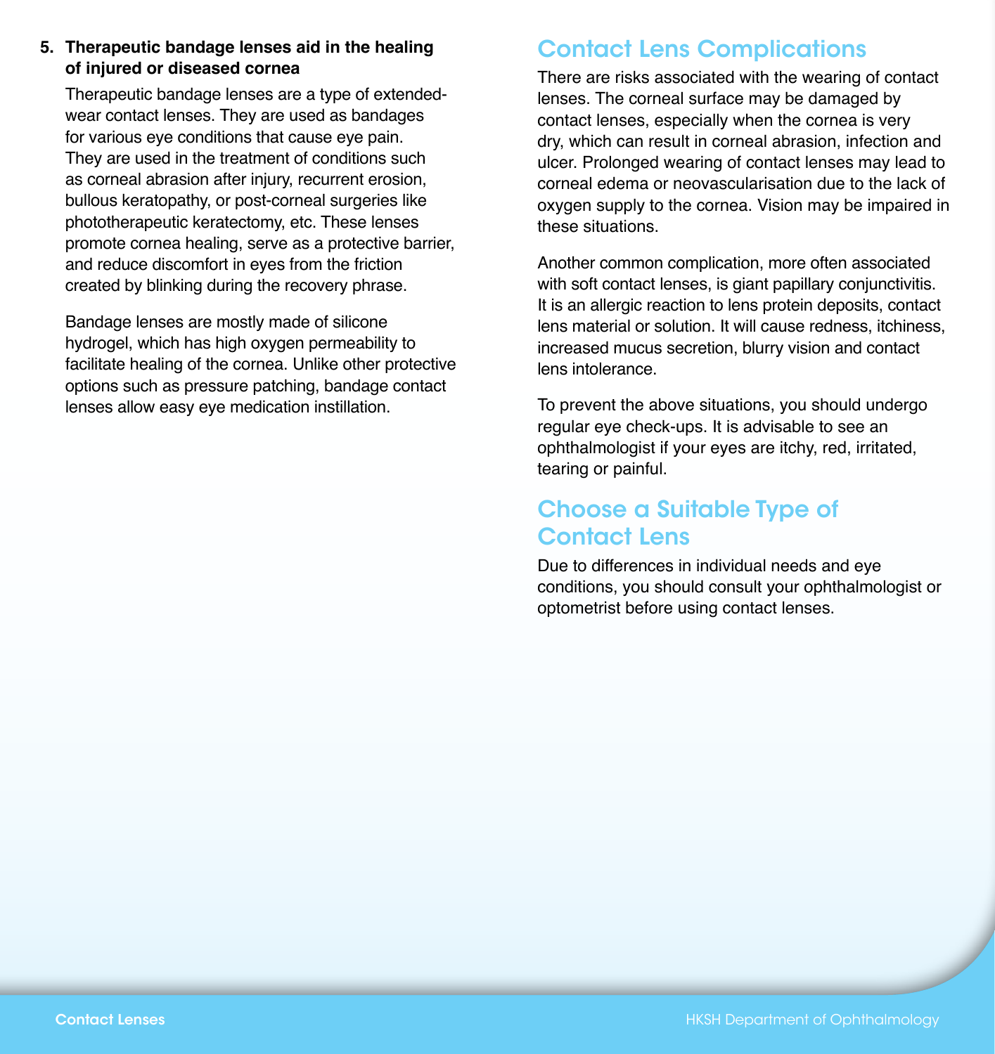5. **Therapeutic bandage lenses aid in the healing of injured or diseased cornea**

   Therapeutic bandage lenses are a type of extended-wear contact lenses. They are used as bandages for various eye conditions that cause eye pain. They are used in the treatment of conditions such as corneal abrasion after injury, recurrent erosion, bullous keratopathy, or post-corneal surgeries like phototherapeutic keratectomy, etc. These lenses promote cornea healing, serve as a protective barrier, and reduce discomfort in eyes from the friction created by blinking during the recovery phrase.

   Bandage lenses are mostly made of silicone hydrogel, which has high oxygen permeability to facilitate healing of the cornea. Unlike other protective options such as pressure patching, bandage contact lenses allow easy eye medication instillation.

## Contact Lens Complications

There are risks associated with the wearing of contact lenses. The corneal surface may be damaged by contact lenses, especially when the cornea is very dry, which can result in corneal abrasion, infection and ulcer. Prolonged wearing of contact lenses may lead to corneal edema or neovascularisation due to the lack of oxygen supply to the cornea. Vision may be impaired in these situations.

Another common complication, more often associated with soft contact lenses, is giant papillary conjunctivitis. It is an allergic reaction to lens protein deposits, contact lens material or solution. It will cause redness, itchiness, increased mucus secretion, blurry vision and contact lens intolerance.

To prevent the above situations, you should undergo regular eye check-ups. It is advisable to see an ophthalmologist if your eyes are itchy, red, irritated, tearing or painful.

## Choose a Suitable Type of Contact Lens

Due to differences in individual needs and eye conditions, you should consult your ophthalmologist or optometrist before using contact lenses.